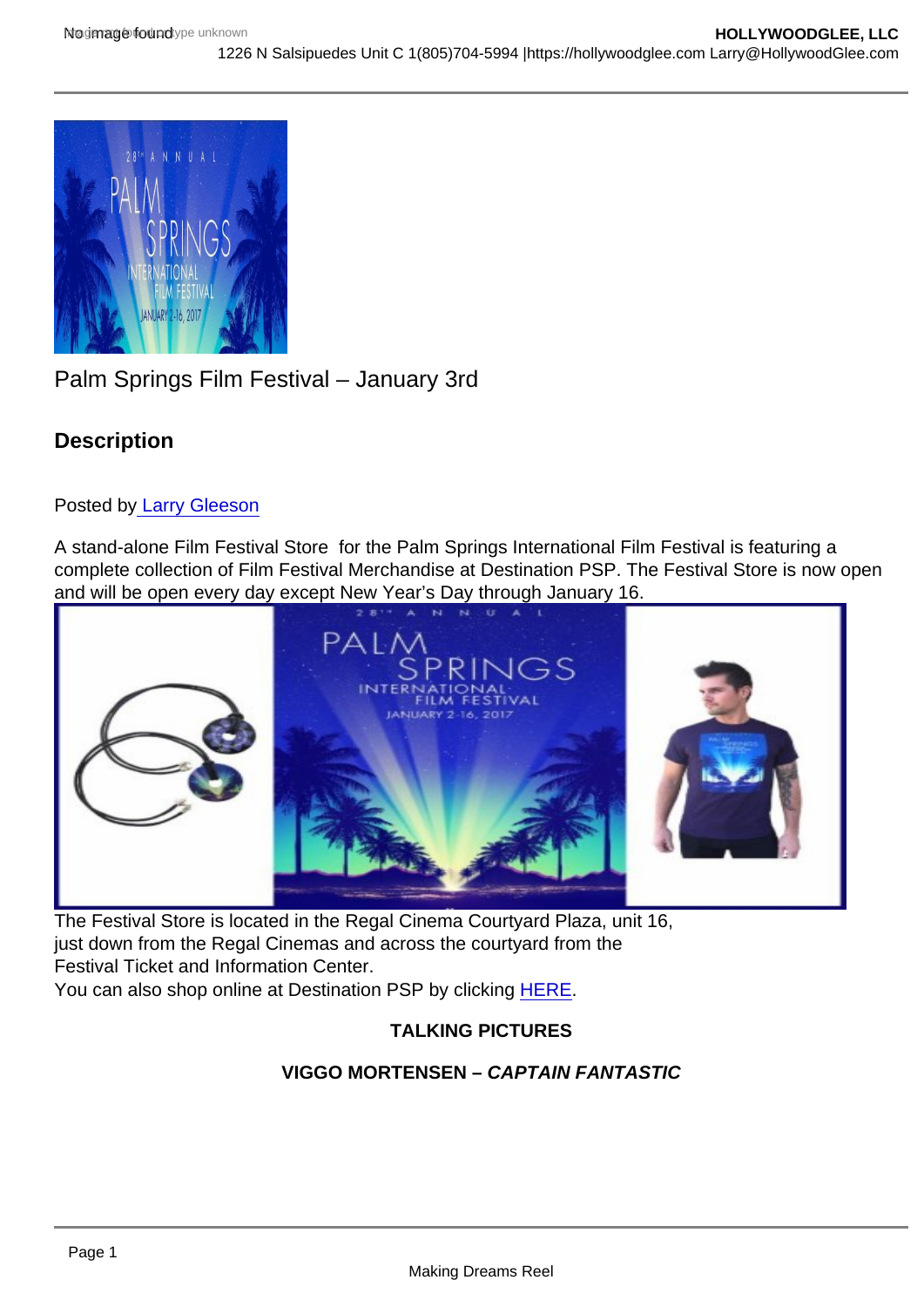Palm Springs Film Festival – January 3rd

## Description

Posted by Larry Gleeson

A stand-alone Film Festival Store for the Palm Springs International Film Festival is featuring a complete collection of Film Festival Merchandise at Destination PSP. The Festival Store is now open and will be open every day except New Year's Day through January 16.

The Festival Store is located in the Regal Cinema Courtyard Plaza, unit 16, just down from the Regal Cinemas and across the courtyard from the Festival Ticket and Information Center.
You can also shop online at Destination PSP by clicking HERE.

**TALKING PICTURES**

**VIGGO MORTENSEN – *CAPTAIN FANTASTIC***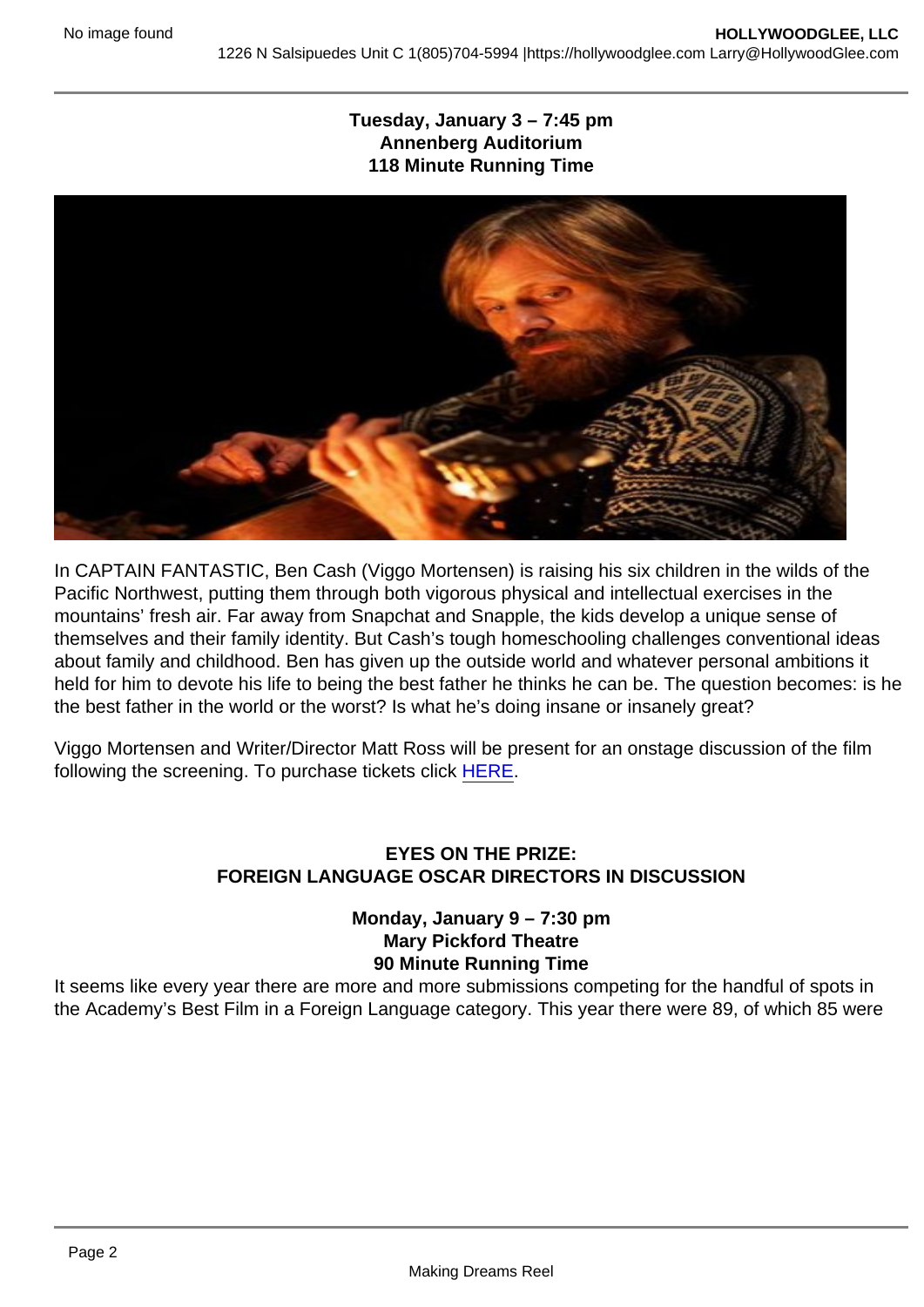**Tuesday, January 3 – 7:45 pm**
**Annenberg Auditorium**
**118 Minute Running Time**

In CAPTAIN FANTASTIC, Ben Cash (Viggo Mortensen) is raising his six children in the wilds of the Pacific Northwest, putting them through both vigorous physical and intellectual exercises in the mountains' fresh air. Far away from Snapchat and Snapple, the kids develop a unique sense of themselves and their family identity. But Cash's tough homeschooling challenges conventional ideas about family and childhood. Ben has given up the outside world and whatever personal ambitions it held for him to devote his life to being the best father he thinks he can be. The question becomes: is he the best father in the world or the worst? Is what he's doing insane or insanely great?

Viggo Mortensen and Writer/Director Matt Ross will be present for an onstage discussion of the film following the screening. To purchase tickets click HERE.

**EYES ON THE PRIZE:**
**FOREIGN LANGUAGE OSCAR DIRECTORS IN DISCUSSION**

**Monday, January 9 – 7:30 pm**
**Mary Pickford Theatre**
**90 Minute Running Time**

It seems like every year there are more and more submissions competing for the handful of spots in the Academy's Best Film in a Foreign Language category. This year there were 89, of which 85 were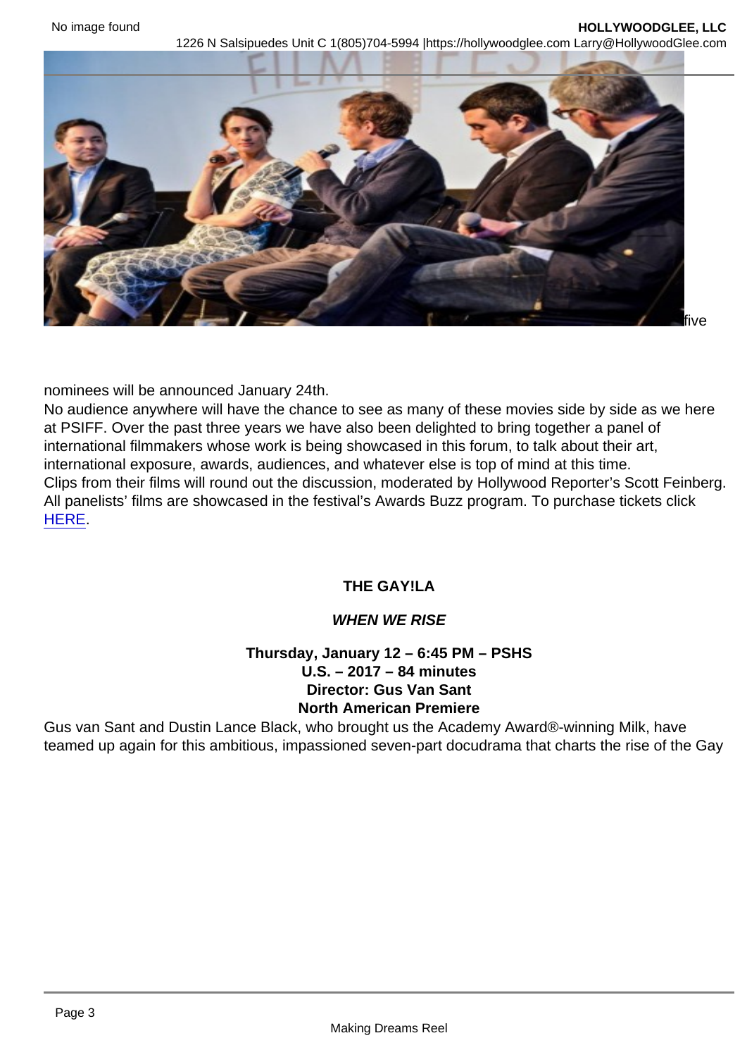five nominees will be announced January 24th.

No audience anywhere will have the chance to see as many of these movies side by side as we here at PSIFF. Over the past three years we have also been delighted to bring together a panel of international filmmakers whose work is being showcased in this forum, to talk about their art, international exposure, awards, audiences, and whatever else is top of mind at this time.

Clips from their films will round out the discussion, moderated by Hollywood Reporter's Scott Feinberg. All panelists' films are showcased in the festival's Awards Buzz program. To purchase tickets click [HERE](HERE).

**THE GAY!LA**

***WHEN WE RISE***

**Thursday, January 12 – 6:45 PM – PSHS**
**U.S. – 2017 – 84 minutes**
**Director: Gus Van Sant**
**North American Premiere**

Gus van Sant and Dustin Lance Black, who brought us the Academy Award®-winning Milk, have teamed up again for this ambitious, impassioned seven-part docudrama that charts the rise of the Gay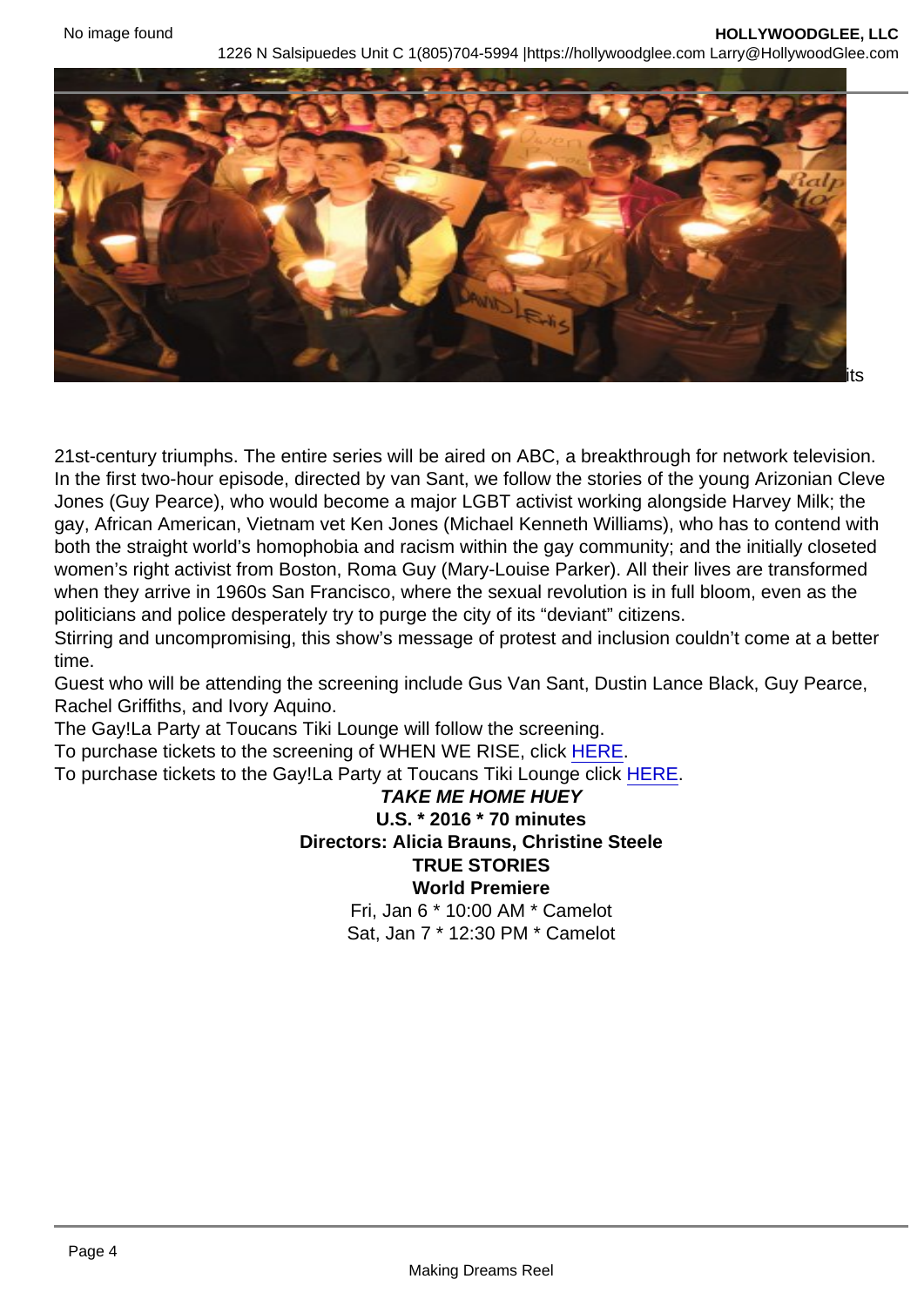its

21st-century triumphs. The entire series will be aired on ABC, a breakthrough for network television. In the first two-hour episode, directed by van Sant, we follow the stories of the young Arizonian Cleve Jones (Guy Pearce), who would become a major LGBT activist working alongside Harvey Milk; the gay, African American, Vietnam vet Ken Jones (Michael Kenneth Williams), who has to contend with both the straight world's homophobia and racism within the gay community; and the initially closeted women's right activist from Boston, Roma Guy (Mary-Louise Parker). All their lives are transformed when they arrive in 1960s San Francisco, where the sexual revolution is in full bloom, even as the politicians and police desperately try to purge the city of its "deviant" citizens.

Stirring and uncompromising, this show's message of protest and inclusion couldn't come at a better time.

Guest who will be attending the screening include Gus Van Sant, Dustin Lance Black, Guy Pearce, Rachel Griffiths, and Ivory Aquino.

The Gay!La Party at Toucans Tiki Lounge will follow the screening.

To purchase tickets to the screening of WHEN WE RISE, click HERE.

To purchase tickets to the Gay!La Party at Toucans Tiki Lounge click HERE.

***TAKE ME HOME HUEY***

**U.S. * 2016 * 70 minutes**

**Directors: Alicia Brauns, Christine Steele**

**TRUE STORIES**

**World Premiere**

Fri, Jan 6 * 10:00 AM * Camelot

Sat, Jan 7 * 12:30 PM * Camelot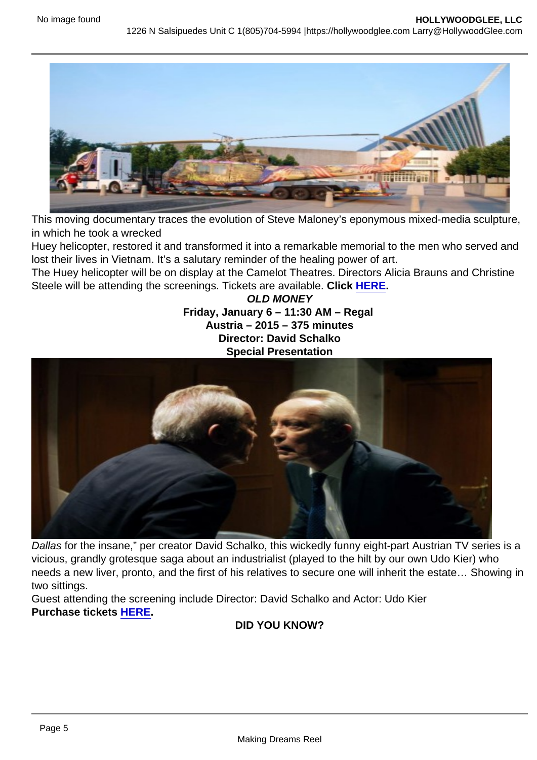This moving documentary traces the evolution of Steve Maloney's eponymous mixed-media sculpture, in which he took a wrecked
Huey helicopter, restored it and transformed it into a remarkable memorial to the men who served and lost their lives in Vietnam. It's a salutary reminder of the healing power of art.
The Huey helicopter will be on display at the Camelot Theatres. Directors Alicia Brauns and Christine Steele will be attending the screenings. Tickets are available. **Click HERE.**

**_OLD MONEY_**
**Friday, January 6 – 11:30 AM – Regal**
**Austria – 2015 – 375 minutes**
**Director: David Schalko**
**Special Presentation**

*Dallas* for the insane," per creator David Schalko, this wickedly funny eight-part Austrian TV series is a vicious, grandly grotesque saga about an industrialist (played to the hilt by our own Udo Kier) who needs a new liver, pronto, and the first of his relatives to secure one will inherit the estate… Showing in two sittings.
Guest attending the screening include Director: David Schalko and Actor: Udo Kier
**Purchase tickets HERE.**

**DID YOU KNOW?**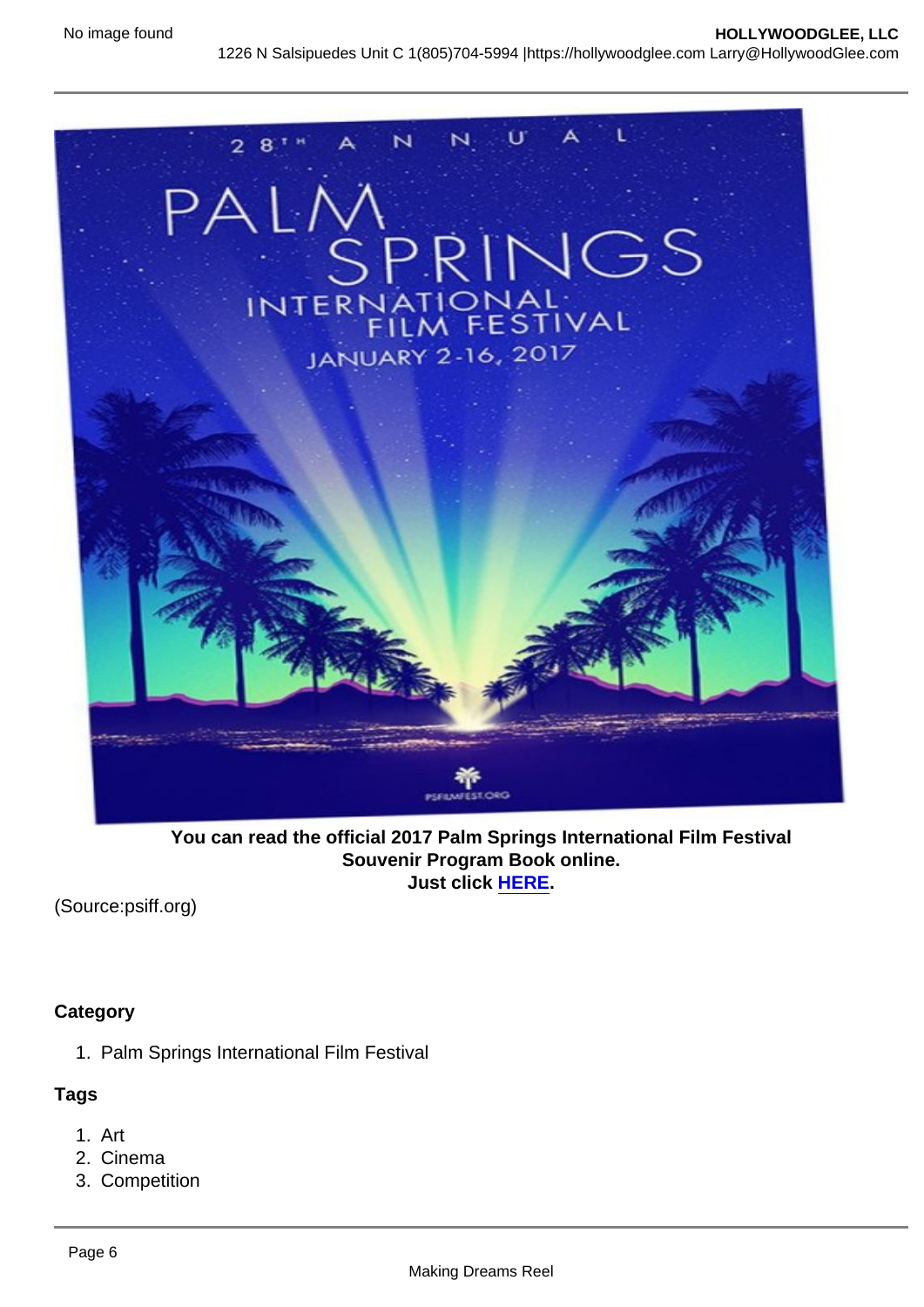**You can read the official 2017 Palm Springs International Film Festival Souvenir Program Book online.**
**Just click [HERE](#).**

(Source:psiff.org)

**Category**

1. Palm Springs International Film Festival

**Tags**

1. Art
2. Cinema
3. Competition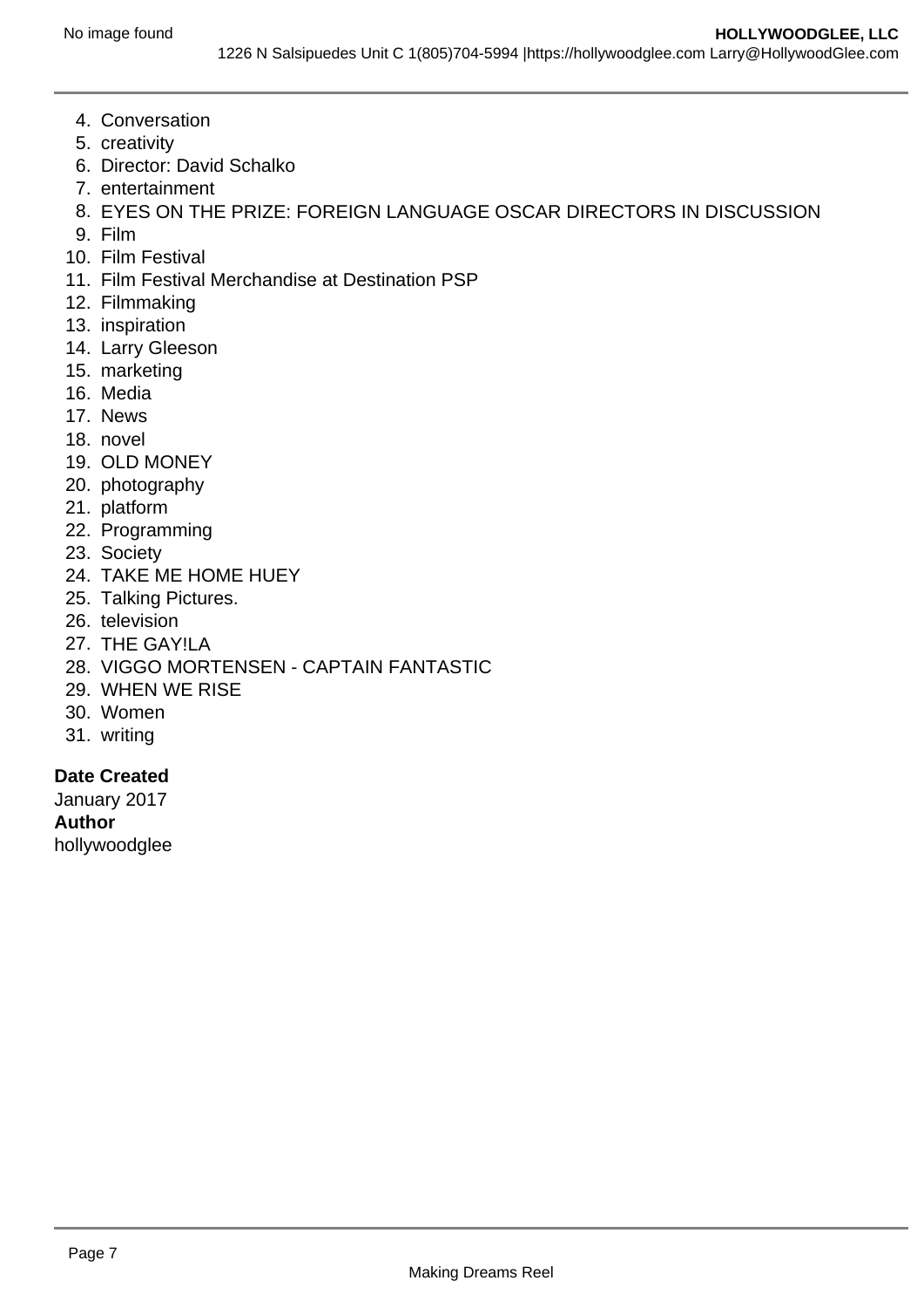4. Conversation
5. creativity
6. Director: David Schalko
7. entertainment
8. EYES ON THE PRIZE: FOREIGN LANGUAGE OSCAR DIRECTORS IN DISCUSSION
9. Film
10. Film Festival
11. Film Festival Merchandise at Destination PSP
12. Filmmaking
13. inspiration
14. Larry Gleeson
15. marketing
16. Media
17. News
18. novel
19. OLD MONEY
20. photography
21. platform
22. Programming
23. Society
24. TAKE ME HOME HUEY
25. Talking Pictures.
26. television
27. THE GAY!LA
28. VIGGO MORTENSEN - CAPTAIN FANTASTIC
29. WHEN WE RISE
30. Women
31. writing

**Date Created**
January 2017
**Author**
hollywoodglee